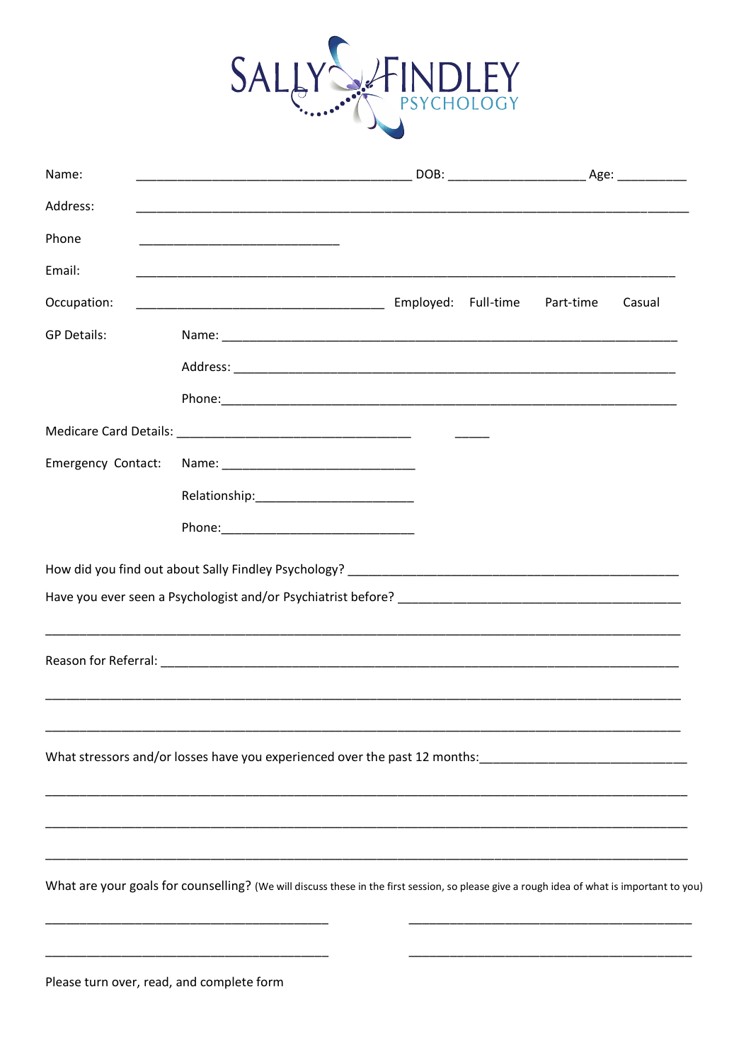# SALLY FINDLEY PSYCHOLOGY

Name: ________________________________________ DOB: ____________________ Age: __________

Address: ________________________________________________________________________________

Phone ____________________________

Email: ______________________________________________________________________________

Occupation: ____________________________________ Employed: Full-time Part-time Casual

GP Details: Name: __________________________________________________________________

Address: _________________________________________________________________

Phone:____________________________________________________________________

Medicare Card Details: __________________________________ _____

Emergency Contact: Name: ____________________________

Relationship:_______________________

Phone:____________________________

How did you find out about Sally Findley Psychology? _______________________________________________

Have you ever seen a Psychologist and/or Psychiatrist before? __________________________________________

_____________________________________________________________________________________________

Reason for Referral: ___________________________________________________________________________

_____________________________________________________________________________________________

_____________________________________________________________________________________________

What stressors and/or losses have you experienced over the past 12 months:______________________________

_____________________________________________________________________________________________

_____________________________________________________________________________________________

_____________________________________________________________________________________________

What are your goals for counselling? (We will discuss these in the first session, so please give a rough idea of what is important to you)

________________________________________ ________________________________________

________________________________________ ________________________________________

Please turn over, read, and complete form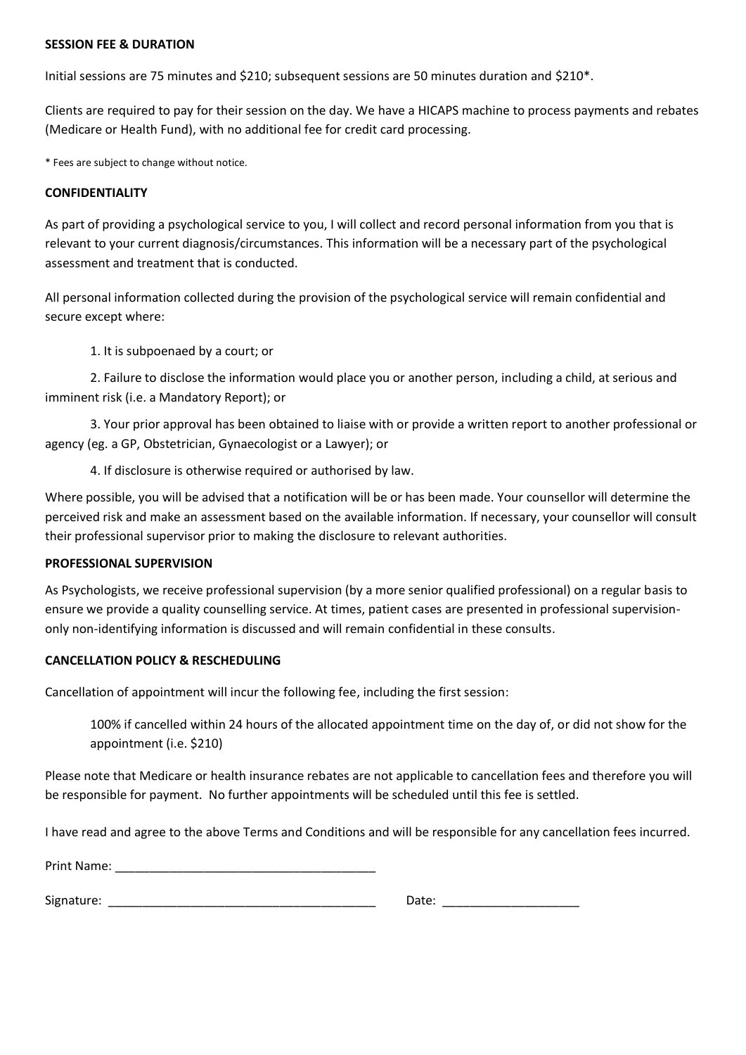**SESSION FEE & DURATION**

Initial sessions are 75 minutes and $210; subsequent sessions are 50 minutes duration and $210*.

Clients are required to pay for their session on the day. We have a HICAPS machine to process payments and rebates (Medicare or Health Fund), with no additional fee for credit card processing.

* Fees are subject to change without notice.

**CONFIDENTIALITY**

As part of providing a psychological service to you, I will collect and record personal information from you that is relevant to your current diagnosis/circumstances. This information will be a necessary part of the psychological assessment and treatment that is conducted.

All personal information collected during the provision of the psychological service will remain confidential and secure except where:

1. It is subpoenaed by a court; or

2. Failure to disclose the information would place you or another person, including a child, at serious and imminent risk (i.e. a Mandatory Report); or

3. Your prior approval has been obtained to liaise with or provide a written report to another professional or agency (eg. a GP, Obstetrician, Gynaecologist or a Lawyer); or

4. If disclosure is otherwise required or authorised by law.

Where possible, you will be advised that a notification will be or has been made. Your counsellor will determine the perceived risk and make an assessment based on the available information. If necessary, your counsellor will consult their professional supervisor prior to making the disclosure to relevant authorities.

**PROFESSIONAL SUPERVISION**

As Psychologists, we receive professional supervision (by a more senior qualified professional) on a regular basis to ensure we provide a quality counselling service. At times, patient cases are presented in professional supervision-only non-identifying information is discussed and will remain confidential in these consults.

**CANCELLATION POLICY & RESCHEDULING**

Cancellation of appointment will incur the following fee, including the first session:

> 100% if cancelled within 24 hours of the allocated appointment time on the day of, or did not show for the appointment (i.e. $210)

Please note that Medicare or health insurance rebates are not applicable to cancellation fees and therefore you will be responsible for payment. No further appointments will be scheduled until this fee is settled.

I have read and agree to the above Terms and Conditions and will be responsible for any cancellation fees incurred.

Print Name: ______________________________________

Signature: ________________________________________ Date: ____________________